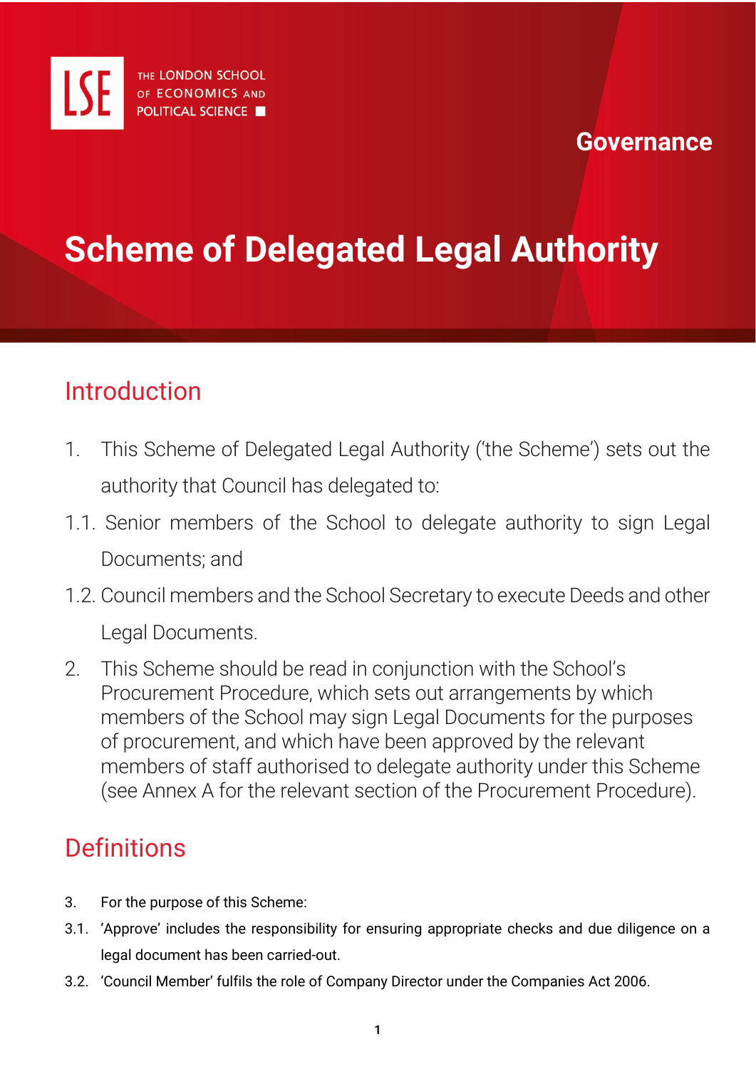THE LONDON SCHOOL OF ECONOMICS AND POLITICAL SCIENCE

Governance

# Scheme of Delegated Legal Authority

## Introduction

1. This Scheme of Delegated Legal Authority ('the Scheme') sets out the authority that Council has delegated to:

1.1. Senior members of the School to delegate authority to sign Legal Documents; and

1.2. Council members and the School Secretary to execute Deeds and other Legal Documents.

2. This Scheme should be read in conjunction with the School's Procurement Procedure, which sets out arrangements by which members of the School may sign Legal Documents for the purposes of procurement, and which have been approved by the relevant members of staff authorised to delegate authority under this Scheme (see Annex A for the relevant section of the Procurement Procedure).

## Definitions

3. For the purpose of this Scheme:

3.1. 'Approve' includes the responsibility for ensuring appropriate checks and due diligence on a legal document has been carried-out.

3.2. 'Council Member' fulfils the role of Company Director under the Companies Act 2006.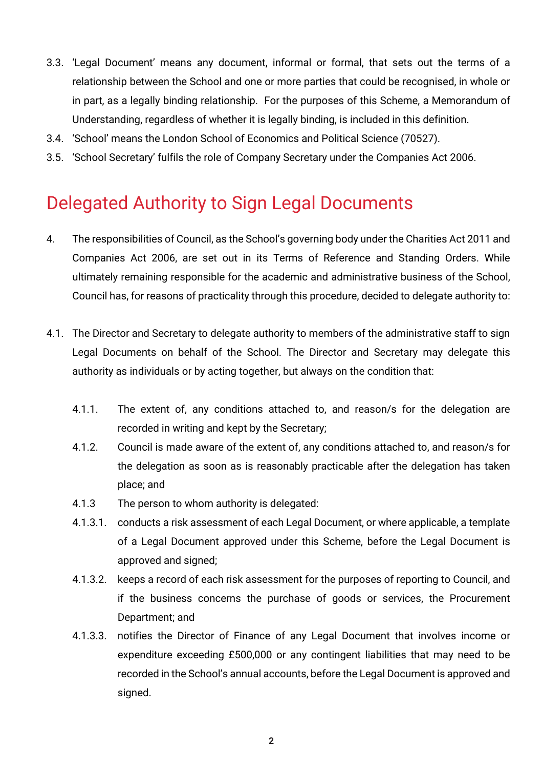3.3. 'Legal Document' means any document, informal or formal, that sets out the terms of a relationship between the School and one or more parties that could be recognised, in whole or in part, as a legally binding relationship. For the purposes of this Scheme, a Memorandum of Understanding, regardless of whether it is legally binding, is included in this definition.

3.4. 'School' means the London School of Economics and Political Science (70527).

3.5. 'School Secretary' fulfils the role of Company Secretary under the Companies Act 2006.

## Delegated Authority to Sign Legal Documents

4. The responsibilities of Council, as the School's governing body under the Charities Act 2011 and Companies Act 2006, are set out in its Terms of Reference and Standing Orders. While ultimately remaining responsible for the academic and administrative business of the School, Council has, for reasons of practicality through this procedure, decided to delegate authority to:

4.1. The Director and Secretary to delegate authority to members of the administrative staff to sign Legal Documents on behalf of the School. The Director and Secretary may delegate this authority as individuals or by acting together, but always on the condition that:

4.1.1. The extent of, any conditions attached to, and reason/s for the delegation are recorded in writing and kept by the Secretary;

4.1.2. Council is made aware of the extent of, any conditions attached to, and reason/s for the delegation as soon as is reasonably practicable after the delegation has taken place; and

4.1.3 The person to whom authority is delegated:

4.1.3.1. conducts a risk assessment of each Legal Document, or where applicable, a template of a Legal Document approved under this Scheme, before the Legal Document is approved and signed;

4.1.3.2. keeps a record of each risk assessment for the purposes of reporting to Council, and if the business concerns the purchase of goods or services, the Procurement Department; and

4.1.3.3. notifies the Director of Finance of any Legal Document that involves income or expenditure exceeding £500,000 or any contingent liabilities that may need to be recorded in the School's annual accounts, before the Legal Document is approved and signed.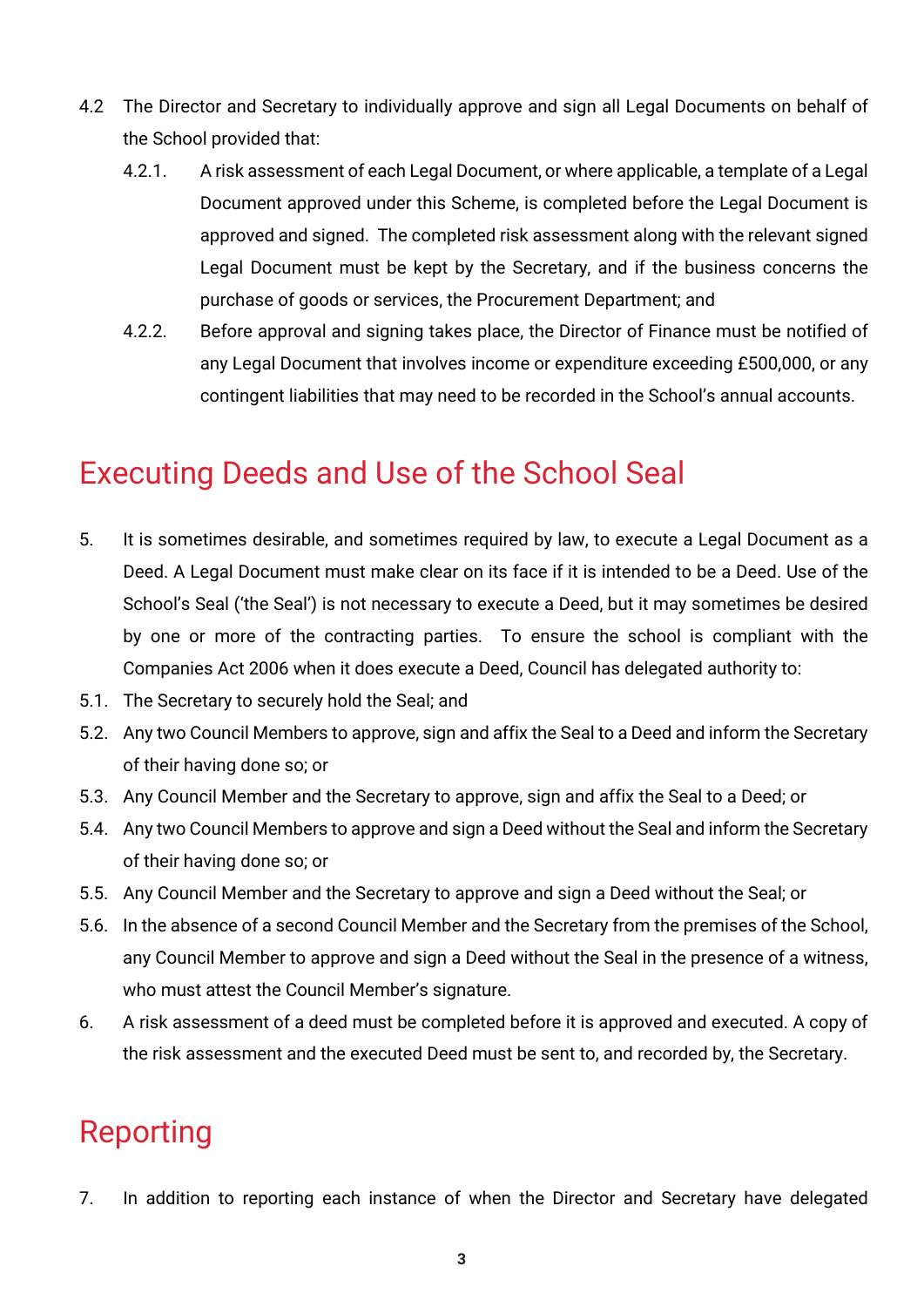4.2 The Director and Secretary to individually approve and sign all Legal Documents on behalf of the School provided that:

4.2.1. A risk assessment of each Legal Document, or where applicable, a template of a Legal Document approved under this Scheme, is completed before the Legal Document is approved and signed. The completed risk assessment along with the relevant signed Legal Document must be kept by the Secretary, and if the business concerns the purchase of goods or services, the Procurement Department; and

4.2.2. Before approval and signing takes place, the Director of Finance must be notified of any Legal Document that involves income or expenditure exceeding £500,000, or any contingent liabilities that may need to be recorded in the School's annual accounts.

## Executing Deeds and Use of the School Seal

5. It is sometimes desirable, and sometimes required by law, to execute a Legal Document as a Deed. A Legal Document must make clear on its face if it is intended to be a Deed. Use of the School's Seal ('the Seal') is not necessary to execute a Deed, but it may sometimes be desired by one or more of the contracting parties. To ensure the school is compliant with the Companies Act 2006 when it does execute a Deed, Council has delegated authority to:

5.1. The Secretary to securely hold the Seal; and

5.2. Any two Council Members to approve, sign and affix the Seal to a Deed and inform the Secretary of their having done so; or

5.3. Any Council Member and the Secretary to approve, sign and affix the Seal to a Deed; or

5.4. Any two Council Members to approve and sign a Deed without the Seal and inform the Secretary of their having done so; or

5.5. Any Council Member and the Secretary to approve and sign a Deed without the Seal; or

5.6. In the absence of a second Council Member and the Secretary from the premises of the School, any Council Member to approve and sign a Deed without the Seal in the presence of a witness, who must attest the Council Member's signature.

6. A risk assessment of a deed must be completed before it is approved and executed. A copy of the risk assessment and the executed Deed must be sent to, and recorded by, the Secretary.

## Reporting

7. In addition to reporting each instance of when the Director and Secretary have delegated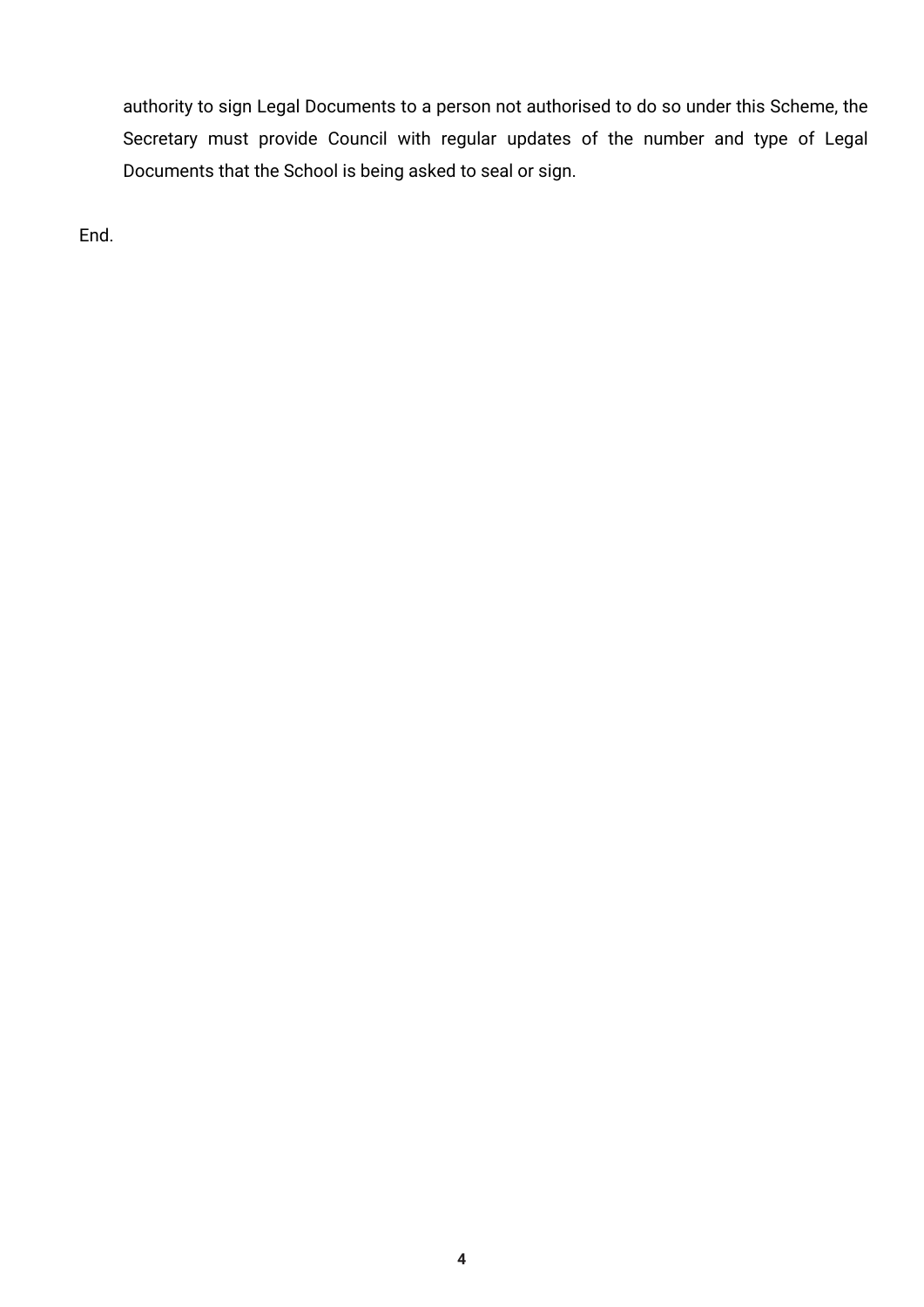authority to sign Legal Documents to a person not authorised to do so under this Scheme, the Secretary must provide Council with regular updates of the number and type of Legal Documents that the School is being asked to seal or sign.

End.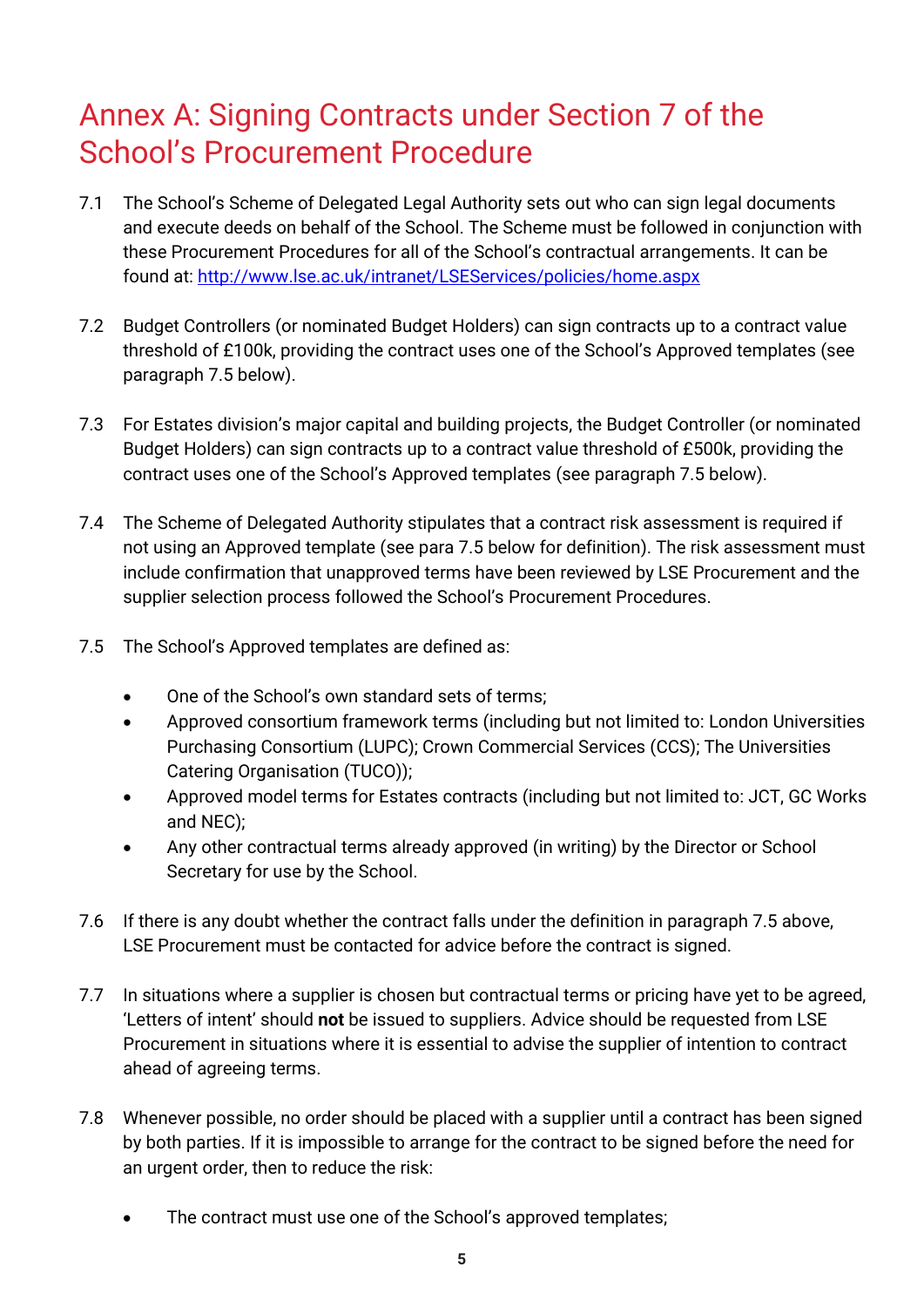# Annex A: Signing Contracts under Section 7 of the School's Procurement Procedure

7.1 The School's Scheme of Delegated Legal Authority sets out who can sign legal documents and execute deeds on behalf of the School. The Scheme must be followed in conjunction with these Procurement Procedures for all of the School's contractual arrangements. It can be found at: [http://www.lse.ac.uk/intranet/LSEServices/policies/home.aspx](http://www.lse.ac.uk/intranet/LSEServices/policies/home.aspx)

7.2 Budget Controllers (or nominated Budget Holders) can sign contracts up to a contract value threshold of £100k, providing the contract uses one of the School's Approved templates (see paragraph 7.5 below).

7.3 For Estates division's major capital and building projects, the Budget Controller (or nominated Budget Holders) can sign contracts up to a contract value threshold of £500k, providing the contract uses one of the School's Approved templates (see paragraph 7.5 below).

7.4 The Scheme of Delegated Authority stipulates that a contract risk assessment is required if not using an Approved template (see para 7.5 below for definition). The risk assessment must include confirmation that unapproved terms have been reviewed by LSE Procurement and the supplier selection process followed the School's Procurement Procedures.

7.5 The School's Approved templates are defined as:

- One of the School's own standard sets of terms;
- Approved consortium framework terms (including but not limited to: London Universities Purchasing Consortium (LUPC); Crown Commercial Services (CCS); The Universities Catering Organisation (TUCO));
- Approved model terms for Estates contracts (including but not limited to: JCT, GC Works and NEC);
- Any other contractual terms already approved (in writing) by the Director or School Secretary for use by the School.

7.6 If there is any doubt whether the contract falls under the definition in paragraph 7.5 above, LSE Procurement must be contacted for advice before the contract is signed.

7.7 In situations where a supplier is chosen but contractual terms or pricing have yet to be agreed, 'Letters of intent' should **not** be issued to suppliers. Advice should be requested from LSE Procurement in situations where it is essential to advise the supplier of intention to contract ahead of agreeing terms.

7.8 Whenever possible, no order should be placed with a supplier until a contract has been signed by both parties. If it is impossible to arrange for the contract to be signed before the need for an urgent order, then to reduce the risk:

- The contract must use one of the School's approved templates;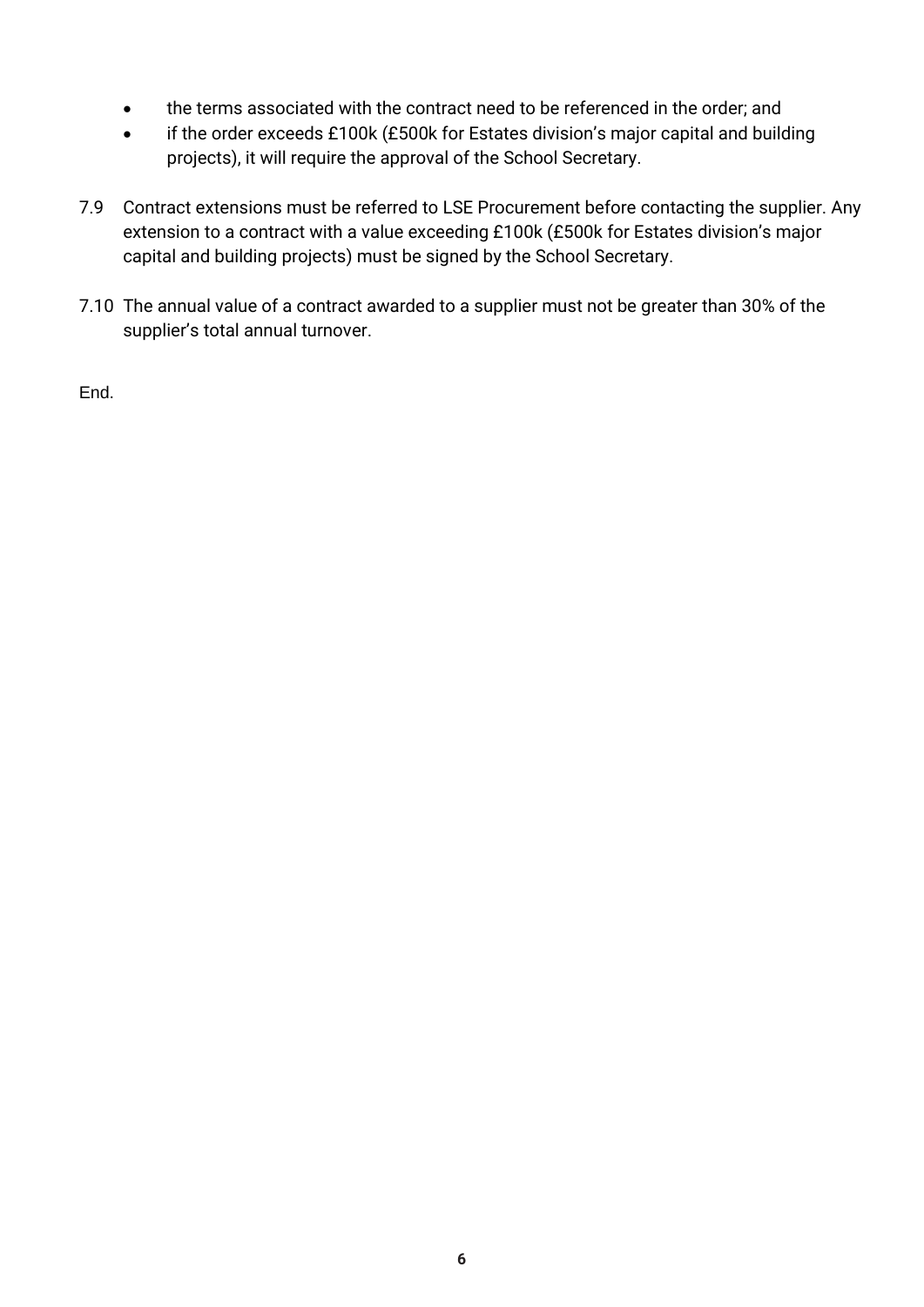- the terms associated with the contract need to be referenced in the order; and
- if the order exceeds £100k (£500k for Estates division's major capital and building projects), it will require the approval of the School Secretary.

7.9 Contract extensions must be referred to LSE Procurement before contacting the supplier. Any extension to a contract with a value exceeding £100k (£500k for Estates division's major capital and building projects) must be signed by the School Secretary.

7.10 The annual value of a contract awarded to a supplier must not be greater than 30% of the supplier's total annual turnover.

End.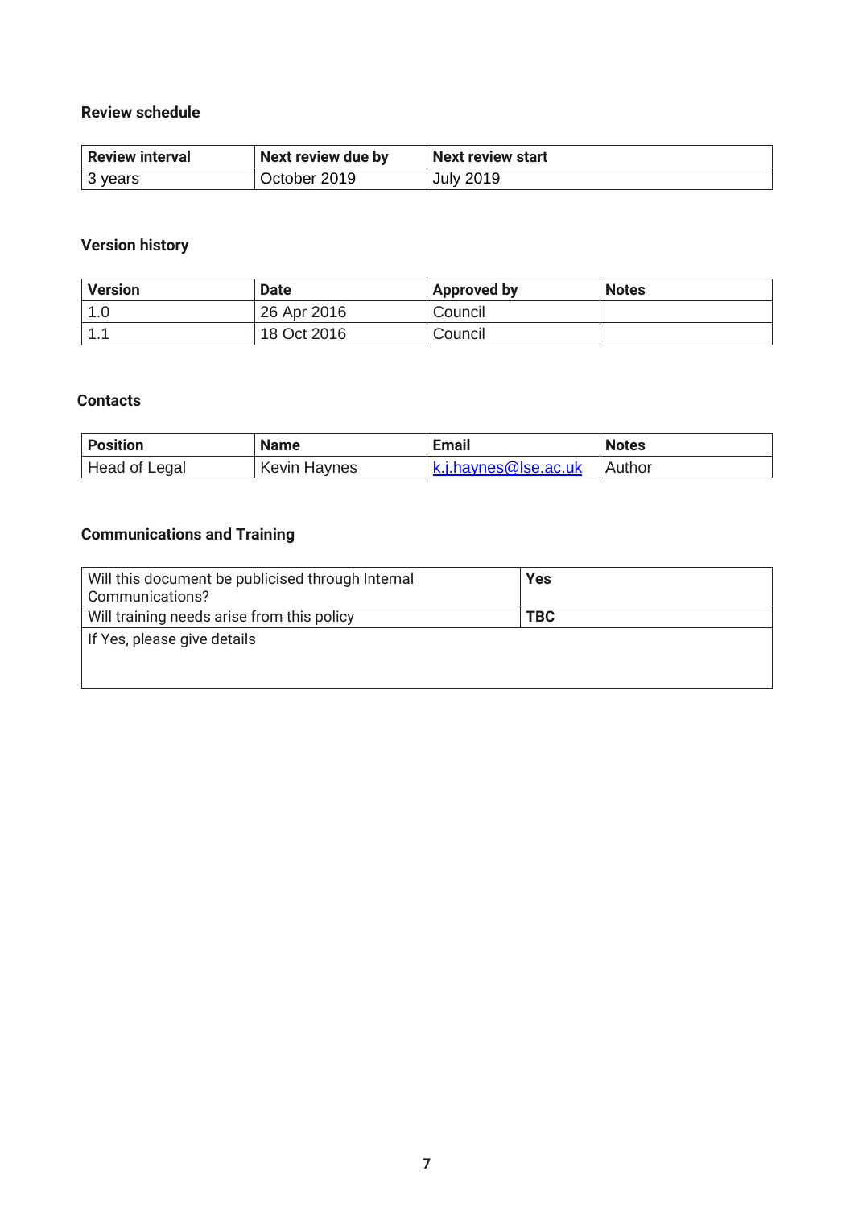### Review schedule

| Review interval | Next review due by | Next review start |
|---|---|---|
| 3 years | October 2019 | July 2019 |

### Version history

| Version | Date | Approved by | Notes |
|---|---|---|---|
| 1.0 | 26 Apr 2016 | Council | |
| 1.1 | 18 Oct 2016 | Council | |

### Contacts

| Position | Name | Email | Notes |
|---|---|---|---|
| Head of Legal | Kevin Haynes | k.j.haynes@lse.ac.uk | Author |

### Communications and Training

| | |
|---|---|
| Will this document be publicised through Internal Communications? | **Yes** |
| Will training needs arise from this policy | **TBC** |
| If Yes, please give details | |